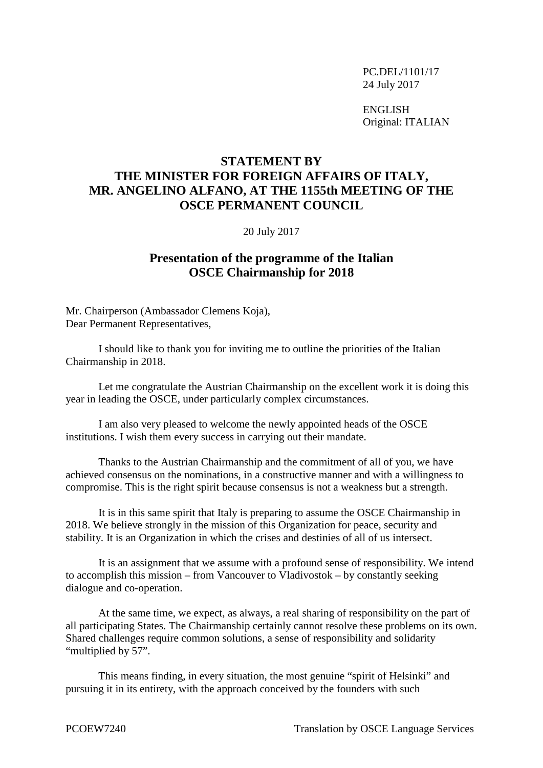PC.DEL/1101/17
24 July 2017

ENGLISH
Original: ITALIAN

# STATEMENT BY THE MINISTER FOR FOREIGN AFFAIRS OF ITALY, MR. ANGELINO ALFANO, AT THE 1155th MEETING OF THE OSCE PERMANENT COUNCIL

20 July 2017

## Presentation of the programme of the Italian OSCE Chairmanship for 2018

Mr. Chairperson (Ambassador Clemens Koja),
Dear Permanent Representatives,

I should like to thank you for inviting me to outline the priorities of the Italian Chairmanship in 2018.

Let me congratulate the Austrian Chairmanship on the excellent work it is doing this year in leading the OSCE, under particularly complex circumstances.

I am also very pleased to welcome the newly appointed heads of the OSCE institutions. I wish them every success in carrying out their mandate.

Thanks to the Austrian Chairmanship and the commitment of all of you, we have achieved consensus on the nominations, in a constructive manner and with a willingness to compromise. This is the right spirit because consensus is not a weakness but a strength.

It is in this same spirit that Italy is preparing to assume the OSCE Chairmanship in 2018. We believe strongly in the mission of this Organization for peace, security and stability. It is an Organization in which the crises and destinies of all of us intersect.

It is an assignment that we assume with a profound sense of responsibility. We intend to accomplish this mission – from Vancouver to Vladivostok – by constantly seeking dialogue and co-operation.

At the same time, we expect, as always, a real sharing of responsibility on the part of all participating States. The Chairmanship certainly cannot resolve these problems on its own. Shared challenges require common solutions, a sense of responsibility and solidarity "multiplied by 57".

This means finding, in every situation, the most genuine "spirit of Helsinki" and pursuing it in its entirety, with the approach conceived by the founders with such

PCOEW7240 Translation by OSCE Language Services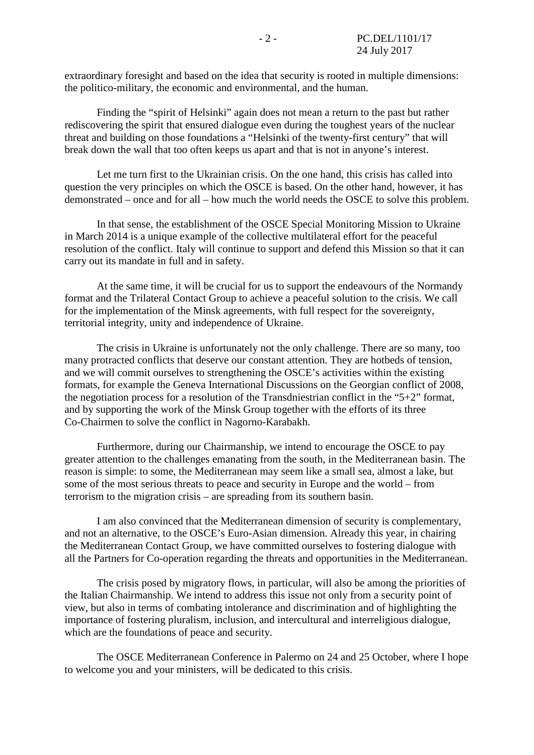extraordinary foresight and based on the idea that security is rooted in multiple dimensions: the politico-military, the economic and environmental, and the human.

Finding the "spirit of Helsinki" again does not mean a return to the past but rather rediscovering the spirit that ensured dialogue even during the toughest years of the nuclear threat and building on those foundations a "Helsinki of the twenty-first century" that will break down the wall that too often keeps us apart and that is not in anyone's interest.

Let me turn first to the Ukrainian crisis. On the one hand, this crisis has called into question the very principles on which the OSCE is based. On the other hand, however, it has demonstrated – once and for all – how much the world needs the OSCE to solve this problem.

In that sense, the establishment of the OSCE Special Monitoring Mission to Ukraine in March 2014 is a unique example of the collective multilateral effort for the peaceful resolution of the conflict. Italy will continue to support and defend this Mission so that it can carry out its mandate in full and in safety.

At the same time, it will be crucial for us to support the endeavours of the Normandy format and the Trilateral Contact Group to achieve a peaceful solution to the crisis. We call for the implementation of the Minsk agreements, with full respect for the sovereignty, territorial integrity, unity and independence of Ukraine.

The crisis in Ukraine is unfortunately not the only challenge. There are so many, too many protracted conflicts that deserve our constant attention. They are hotbeds of tension, and we will commit ourselves to strengthening the OSCE's activities within the existing formats, for example the Geneva International Discussions on the Georgian conflict of 2008, the negotiation process for a resolution of the Transdniestrian conflict in the "5+2" format, and by supporting the work of the Minsk Group together with the efforts of its three Co-Chairmen to solve the conflict in Nagorno-Karabakh.

Furthermore, during our Chairmanship, we intend to encourage the OSCE to pay greater attention to the challenges emanating from the south, in the Mediterranean basin. The reason is simple: to some, the Mediterranean may seem like a small sea, almost a lake, but some of the most serious threats to peace and security in Europe and the world – from terrorism to the migration crisis – are spreading from its southern basin.

I am also convinced that the Mediterranean dimension of security is complementary, and not an alternative, to the OSCE's Euro-Asian dimension. Already this year, in chairing the Mediterranean Contact Group, we have committed ourselves to fostering dialogue with all the Partners for Co-operation regarding the threats and opportunities in the Mediterranean.

The crisis posed by migratory flows, in particular, will also be among the priorities of the Italian Chairmanship. We intend to address this issue not only from a security point of view, but also in terms of combating intolerance and discrimination and of highlighting the importance of fostering pluralism, inclusion, and intercultural and interreligious dialogue, which are the foundations of peace and security.

The OSCE Mediterranean Conference in Palermo on 24 and 25 October, where I hope to welcome you and your ministers, will be dedicated to this crisis.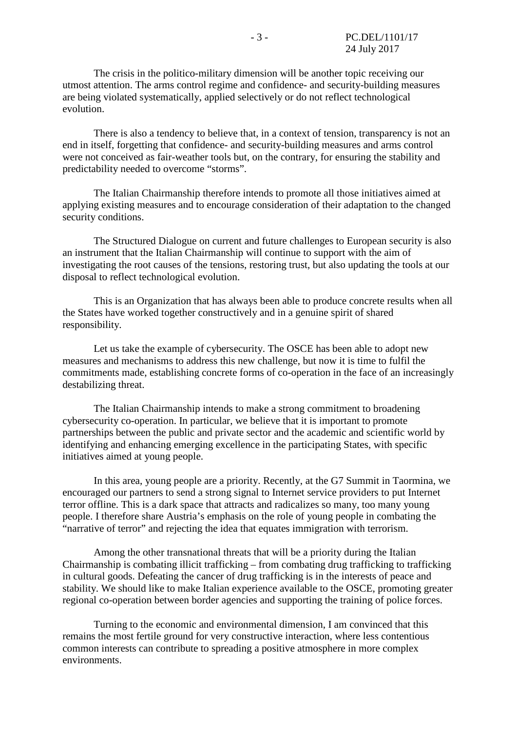The crisis in the politico-military dimension will be another topic receiving our utmost attention. The arms control regime and confidence- and security-building measures are being violated systematically, applied selectively or do not reflect technological evolution.

There is also a tendency to believe that, in a context of tension, transparency is not an end in itself, forgetting that confidence- and security-building measures and arms control were not conceived as fair-weather tools but, on the contrary, for ensuring the stability and predictability needed to overcome “storms”.

The Italian Chairmanship therefore intends to promote all those initiatives aimed at applying existing measures and to encourage consideration of their adaptation to the changed security conditions.

The Structured Dialogue on current and future challenges to European security is also an instrument that the Italian Chairmanship will continue to support with the aim of investigating the root causes of the tensions, restoring trust, but also updating the tools at our disposal to reflect technological evolution.

This is an Organization that has always been able to produce concrete results when all the States have worked together constructively and in a genuine spirit of shared responsibility.

Let us take the example of cybersecurity. The OSCE has been able to adopt new measures and mechanisms to address this new challenge, but now it is time to fulfil the commitments made, establishing concrete forms of co-operation in the face of an increasingly destabilizing threat.

The Italian Chairmanship intends to make a strong commitment to broadening cybersecurity co-operation. In particular, we believe that it is important to promote partnerships between the public and private sector and the academic and scientific world by identifying and enhancing emerging excellence in the participating States, with specific initiatives aimed at young people.

In this area, young people are a priority. Recently, at the G7 Summit in Taormina, we encouraged our partners to send a strong signal to Internet service providers to put Internet terror offline. This is a dark space that attracts and radicalizes so many, too many young people. I therefore share Austria’s emphasis on the role of young people in combating the “narrative of terror” and rejecting the idea that equates immigration with terrorism.

Among the other transnational threats that will be a priority during the Italian Chairmanship is combating illicit trafficking – from combating drug trafficking to trafficking in cultural goods. Defeating the cancer of drug trafficking is in the interests of peace and stability. We should like to make Italian experience available to the OSCE, promoting greater regional co-operation between border agencies and supporting the training of police forces.

Turning to the economic and environmental dimension, I am convinced that this remains the most fertile ground for very constructive interaction, where less contentious common interests can contribute to spreading a positive atmosphere in more complex environments.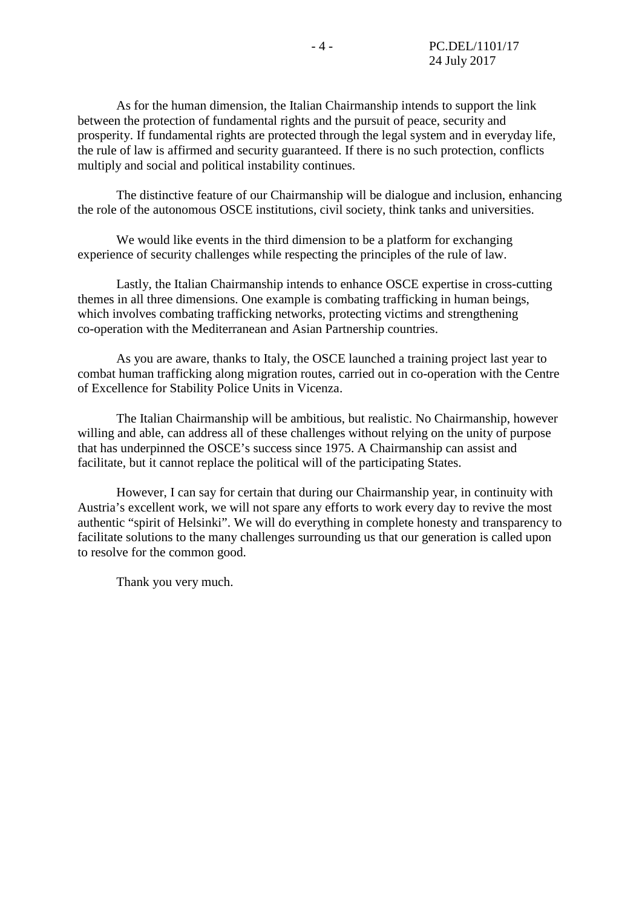As for the human dimension, the Italian Chairmanship intends to support the link between the protection of fundamental rights and the pursuit of peace, security and prosperity. If fundamental rights are protected through the legal system and in everyday life, the rule of law is affirmed and security guaranteed. If there is no such protection, conflicts multiply and social and political instability continues.

The distinctive feature of our Chairmanship will be dialogue and inclusion, enhancing the role of the autonomous OSCE institutions, civil society, think tanks and universities.

We would like events in the third dimension to be a platform for exchanging experience of security challenges while respecting the principles of the rule of law.

Lastly, the Italian Chairmanship intends to enhance OSCE expertise in cross-cutting themes in all three dimensions. One example is combating trafficking in human beings, which involves combating trafficking networks, protecting victims and strengthening co-operation with the Mediterranean and Asian Partnership countries.

As you are aware, thanks to Italy, the OSCE launched a training project last year to combat human trafficking along migration routes, carried out in co-operation with the Centre of Excellence for Stability Police Units in Vicenza.

The Italian Chairmanship will be ambitious, but realistic. No Chairmanship, however willing and able, can address all of these challenges without relying on the unity of purpose that has underpinned the OSCE's success since 1975. A Chairmanship can assist and facilitate, but it cannot replace the political will of the participating States.

However, I can say for certain that during our Chairmanship year, in continuity with Austria's excellent work, we will not spare any efforts to work every day to revive the most authentic "spirit of Helsinki". We will do everything in complete honesty and transparency to facilitate solutions to the many challenges surrounding us that our generation is called upon to resolve for the common good.

Thank you very much.